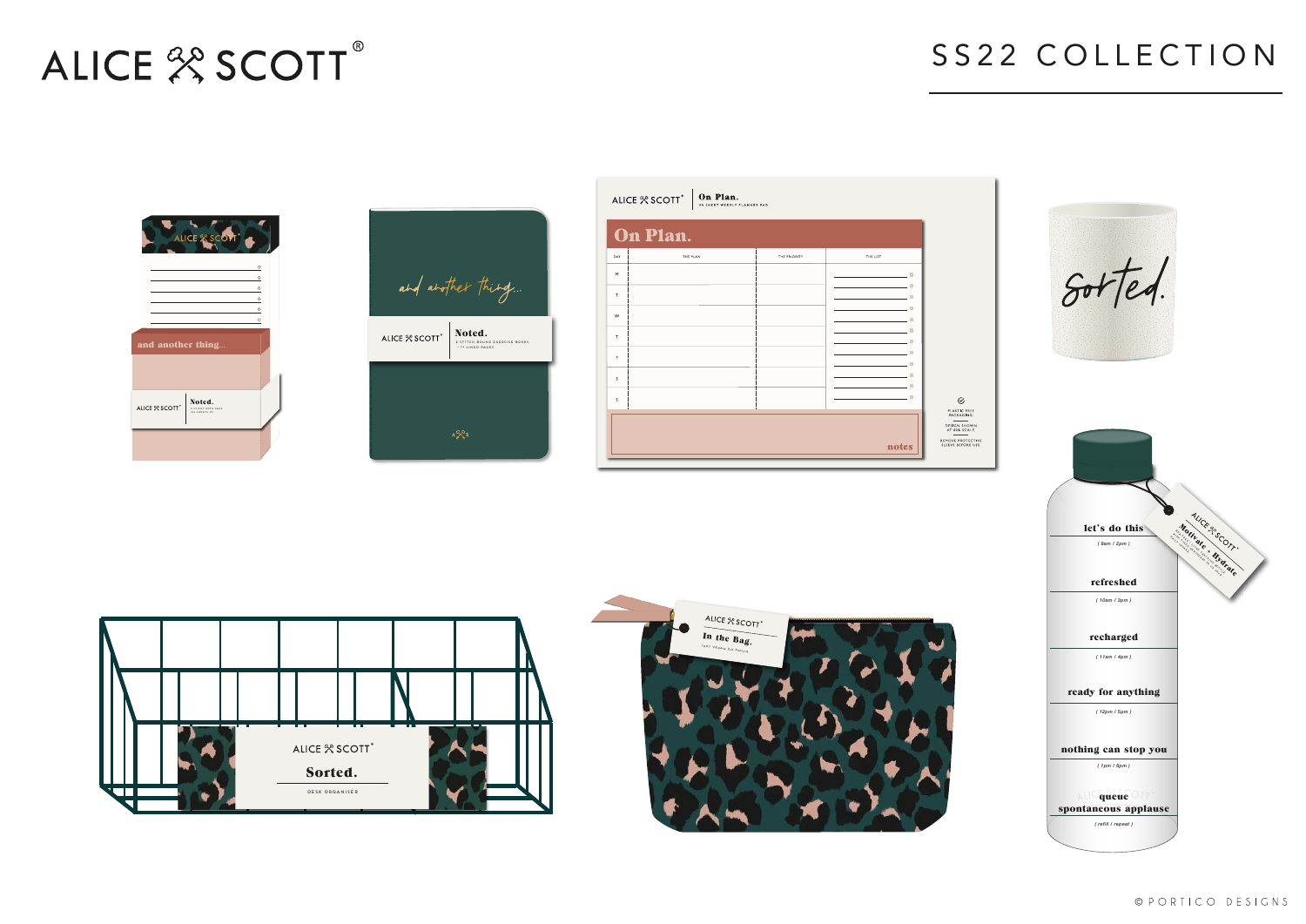# ALICE SCOTT®

## SS22 COLLECTION

and another thing...

ALICE SCOTT® **Noted.**

and another thing...

ALICE SCOTT® **Noted.**

ALICE SCOTT® **On Plan.**

**On Plan.**

| DAY | THE PLAN | THE PRIORITY | THE LIST |
|---|---|---|---|
| M | | | |
| T | | | |
| W | | | |
| T | | | |
| F | | | |
| S | | | |
| S | | | |

notes

PLASTIC FREE PACKAGING

DESIGN SHOWN AT 85% SCALE

REMOVE PROTECTIVE SLEEVE BEFORE USE

sorted.

let's do this
( 9am / 2pm )

refreshed
( 10am / 3pm )

recharged
( 11am / 4pm )

ready for anything
( 12pm / 5pm )

nothing can stop you
( 1pm / 6pm )

queue spontaneous applause
( refill / repeat )

ALICE SCOTT® Motivate + Hydrate

ALICE SCOTT® **Sorted.**

DESK ORGANISER

ALICE SCOTT® **In the Bag.**

© PORTICO DESIGNS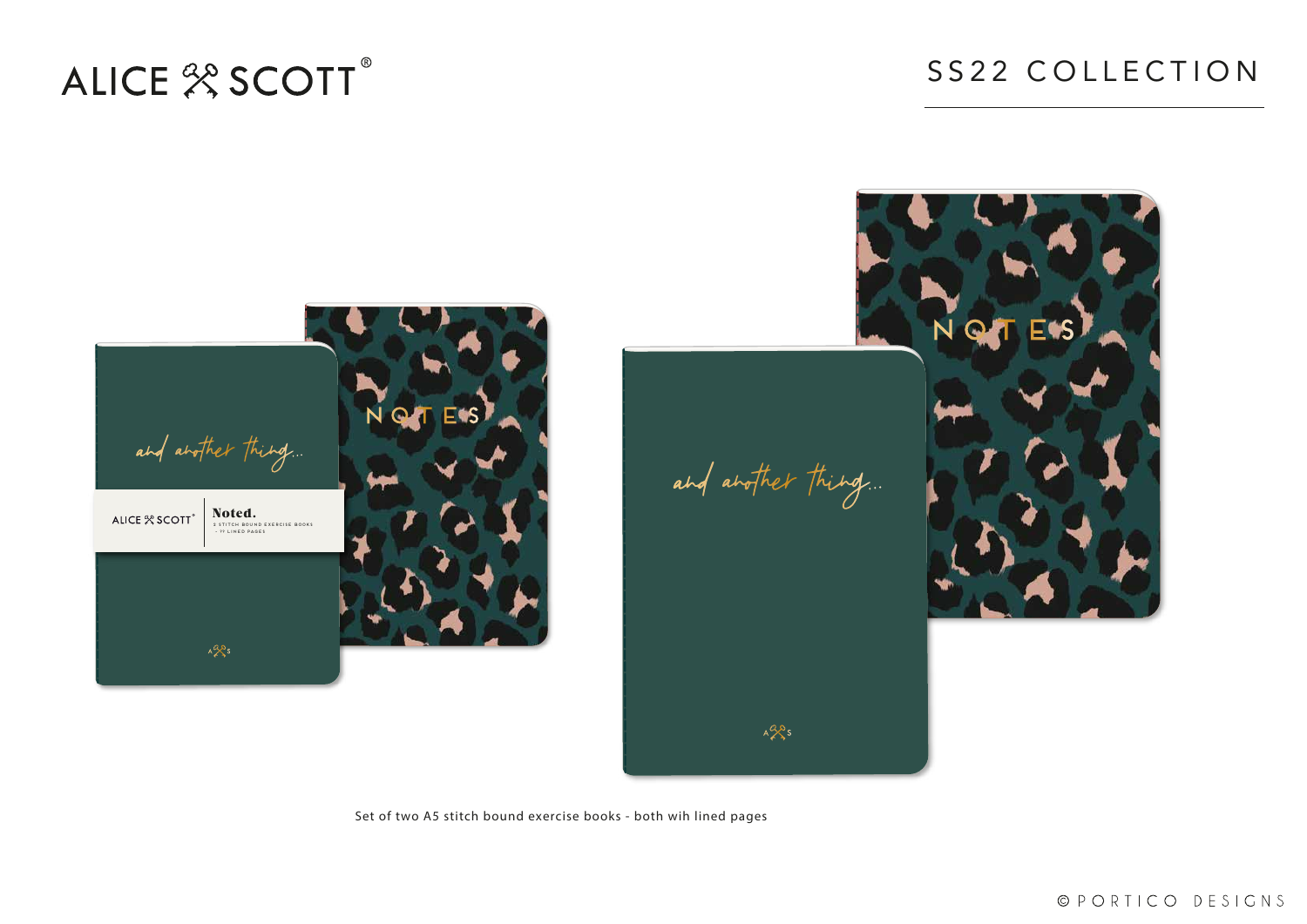ALICE SCOTT®

# SS22 COLLECTION

Set of two A5 stitch bound exercise books - both wih lined pages

© PORTICO DESIGNS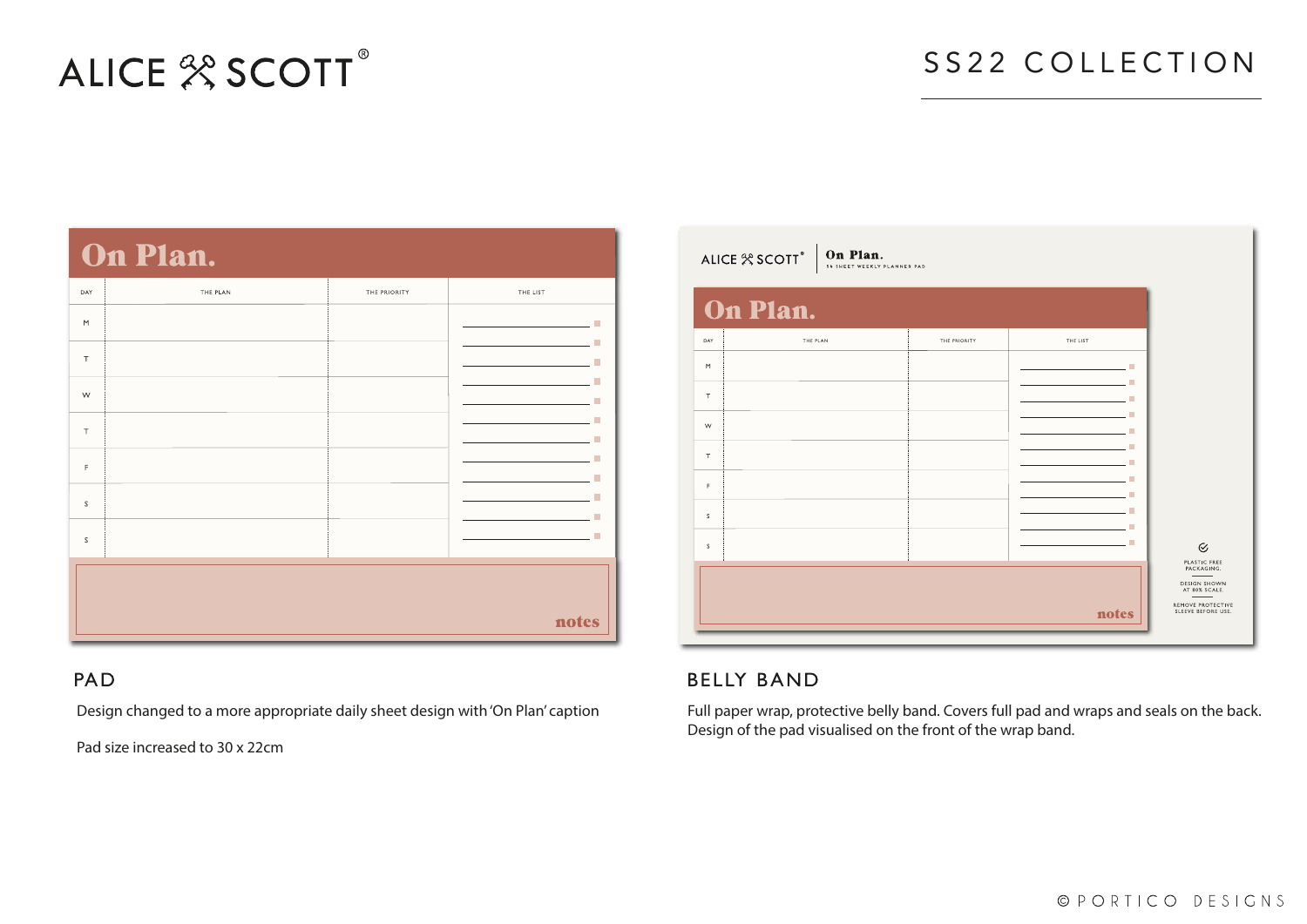# ALICE SCOTT®

## SS22 COLLECTION

On Plan.

| DAY | THE PLAN | THE PRIORITY | THE LIST |
|---|---|---|---|
| M | | | |
| T | | | |
| W | | | |
| T | | | |
| F | | | |
| S | | | |
| S | | | |

notes

ALICE SCOTT® | On Plan. 54 SHEET WEEKLY PLANNER PAD

On Plan.

| DAY | THE PLAN | THE PRIORITY | THE LIST |
|---|---|---|---|
| M | | | |
| T | | | |
| W | | | |
| T | | | |
| F | | | |
| S | | | |
| S | | | |

notes

PLASTIC FREE PACKAGING.

DESIGN SHOWN AT 80% SCALE.

REMOVE PROTECTIVE SLEEVE BEFORE USE.

### PAD

Design changed to a more appropriate daily sheet design with 'On Plan' caption

Pad size increased to 30 x 22cm

### BELLY BAND

Full paper wrap, protective belly band. Covers full pad and wraps and seals on the back. Design of the pad visualised on the front of the wrap band.

© PORTICO DESIGNS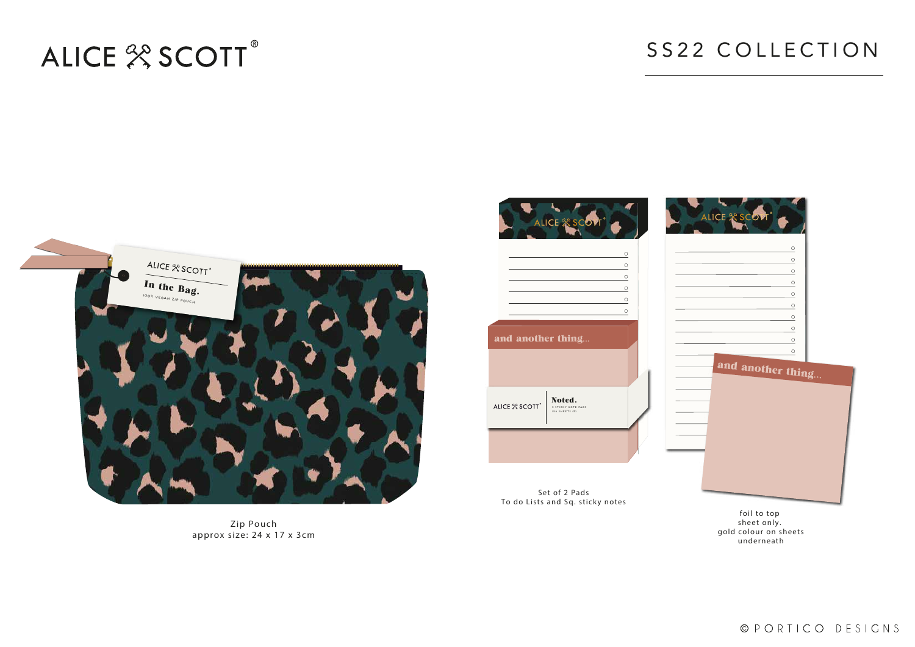ALICE SCOTT®

# SS22 COLLECTION

Zip Pouch
approx size: 24 x 17 x 3cm

Set of 2 Pads
To do Lists and Sq. sticky notes

foil to top
sheet only.
gold colour on sheets
underneath

© PORTICO DESIGNS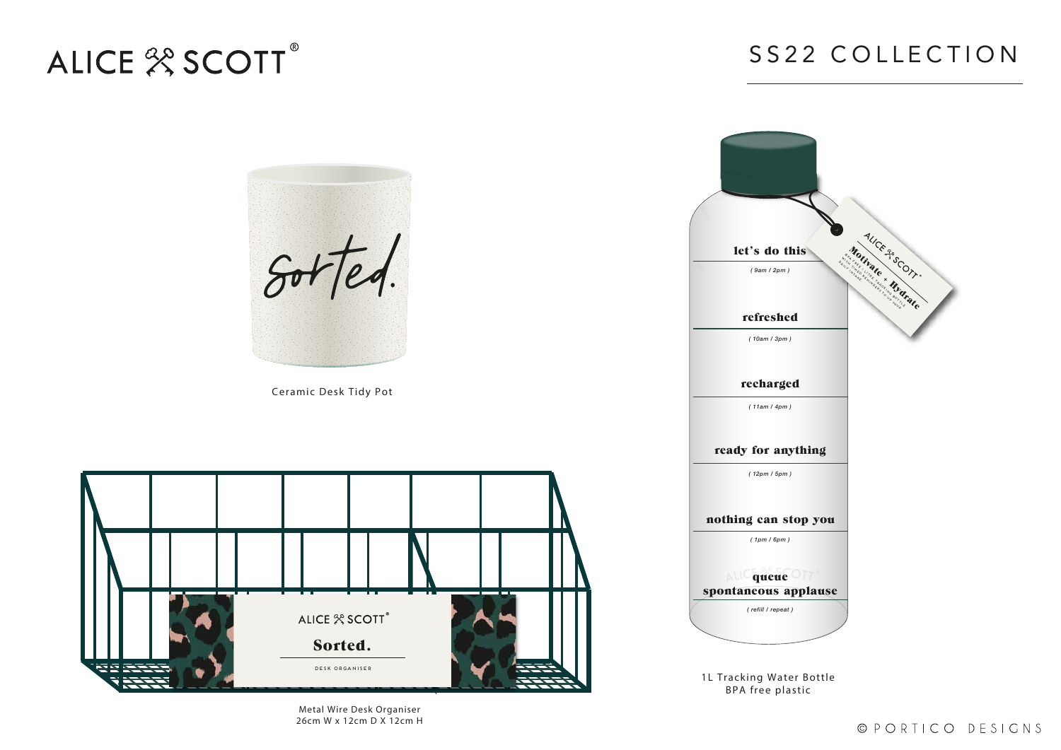# ALICE SCOTT®

## SS22 COLLECTION

Sorted.

Ceramic Desk Tidy Pot

ALICE SCOTT®

**Sorted.**

DESK ORGANISER

Metal Wire Desk Organiser
26cm W x 12cm D X 12cm H

let's do this
( 9am / 2pm )

refreshed
( 10am / 3pm )

recharged
( 11am / 4pm )

ready for anything
( 12pm / 5pm )

nothing can stop you
( 1pm / 6pm )

queue
spontaneous applause
( refill / repeat )

ALICE SCOTT®
Motivate + Hydrate

1L Tracking Water Bottle
BPA free plastic

© PORTICO DESIGNS